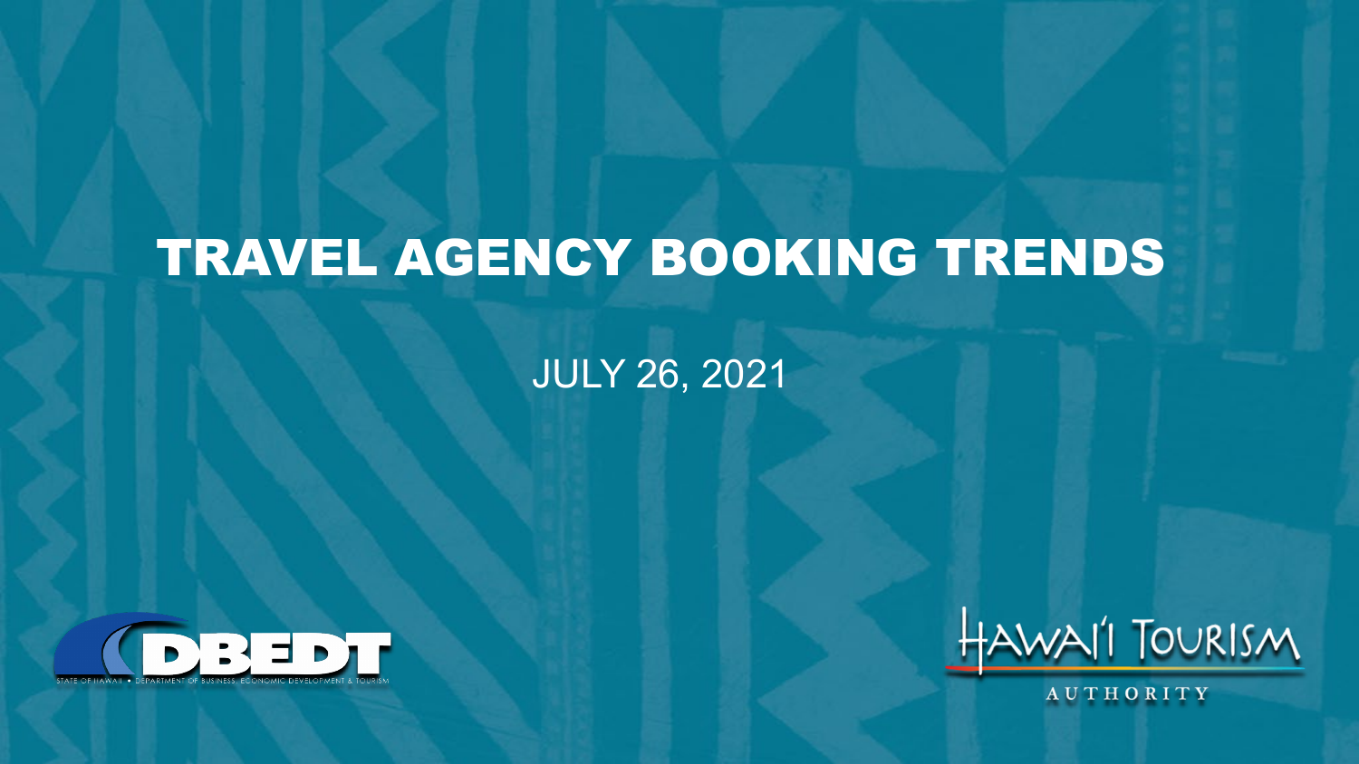# TRAVEL AGENCY BOOKING TRENDS

JULY 26, 2021

DBEDT

STATE OF HAWAII • DEPARTMENT OF BUSINESS, ECONOMIC DEVELOPMENT & TOURISM

HAWAI'I TOURISM AUTHORITY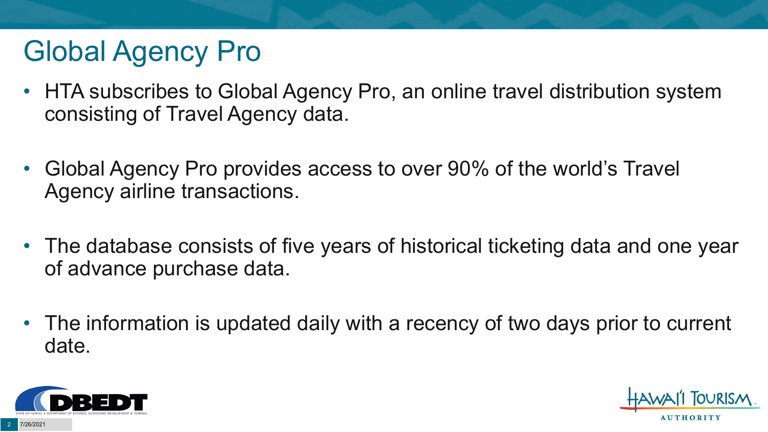# Global Agency Pro

- HTA subscribes to Global Agency Pro, an online travel distribution system consisting of Travel Agency data.
- Global Agency Pro provides access to over 90% of the world's Travel Agency airline transactions.
- The database consists of five years of historical ticketing data and one year of advance purchase data.
- The information is updated daily with a recency of two days prior to current date.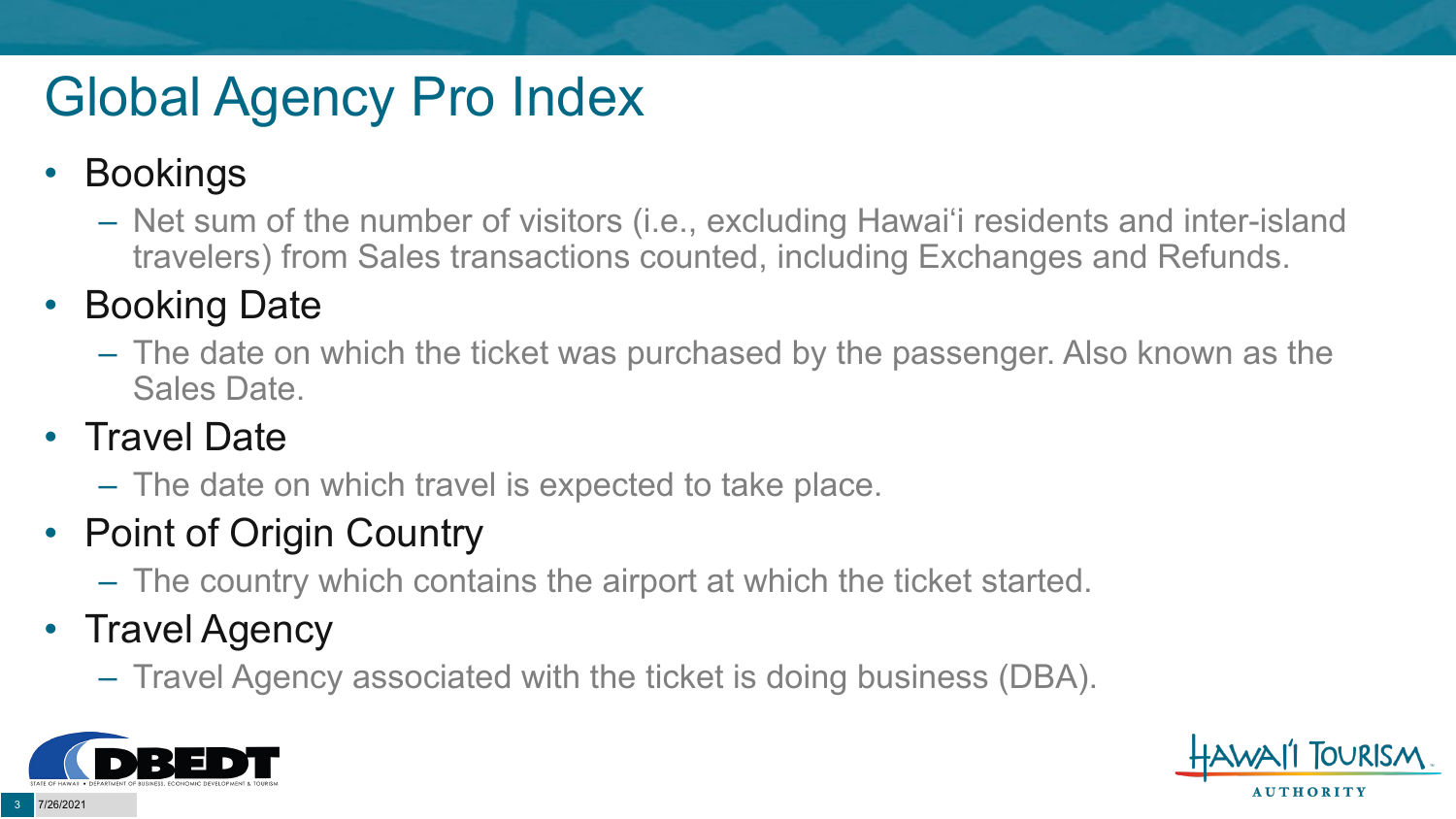# Global Agency Pro Index

- Bookings
  - Net sum of the number of visitors (i.e., excluding Hawai‘i residents and inter-island travelers) from Sales transactions counted, including Exchanges and Refunds.
- Booking Date
  - The date on which the ticket was purchased by the passenger. Also known as the Sales Date.
- Travel Date
  - The date on which travel is expected to take place.
- Point of Origin Country
  - The country which contains the airport at which the ticket started.
- Travel Agency
  - Travel Agency associated with the ticket is doing business (DBA).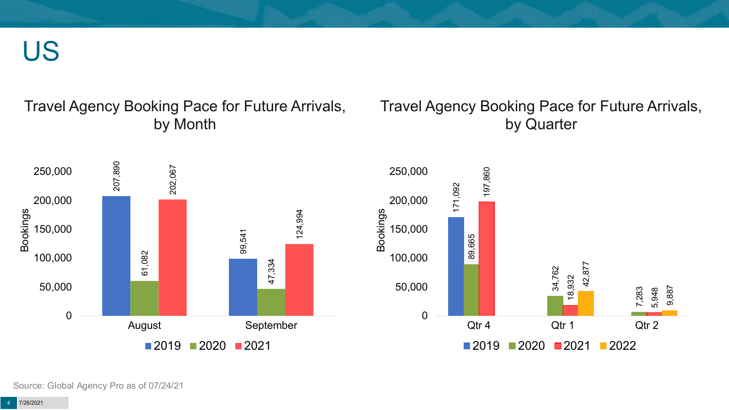# US

## Travel Agency Booking Pace for Future Arrivals, by Month

Bookings

250,000
200,000
150,000
100,000
50,000
0

207,890
61,082
202,067
99,541
47,334
124,994

August
September

2019 2020 2021

## Travel Agency Booking Pace for Future Arrivals, by Quarter

Bookings

250,000
200,000
150,000
100,000
50,000
0

171,092
89,665
197,860
34,762
18,932
42,877
7,283
5,948
9,887

Qtr 4
Qtr 1
Qtr 2

2019 2020 2021 2022

Source: Global Agency Pro as of 07/24/21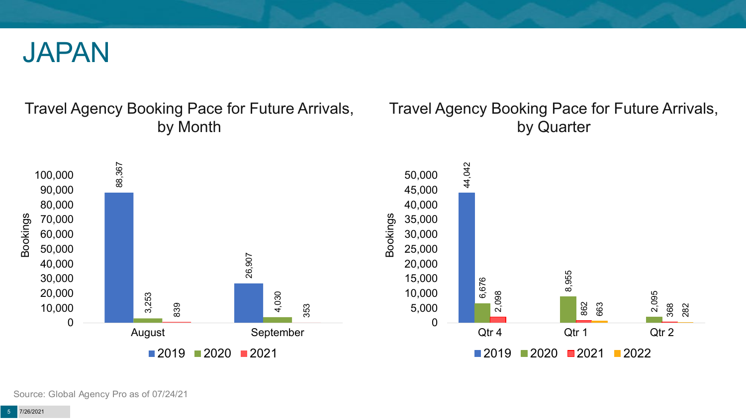# JAPAN

## Travel Agency Booking Pace for Future Arrivals, by Month

Bookings

100,000
90,000
80,000
70,000
60,000
50,000
40,000
30,000
20,000
10,000
0

August: 88,367 | 3,253 | 839

September: 26,907 | 4,030 | 353

2019 2020 2021

## Travel Agency Booking Pace for Future Arrivals, by Quarter

Bookings

50,000
45,000
40,000
35,000
30,000
25,000
20,000
15,000
10,000
5,000
0

Qtr 4: 44,042 | 6,676 | 2,098

Qtr 1: 8,955 | 862 | 663

Qtr 2: 2,095 | 368 | 282

2019 2020 2021 2022

Source: Global Agency Pro as of 07/24/21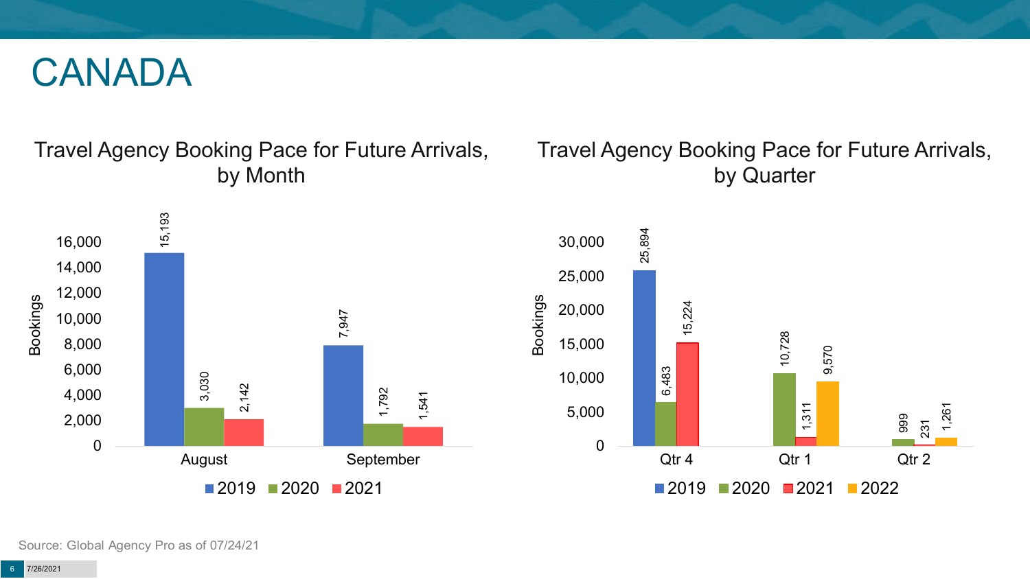# CANADA

## Travel Agency Booking Pace for Future Arrivals, by Month

Bookings

16,000
14,000
12,000
10,000
8,000
6,000
4,000
2,000
0

August: 15,193 | 3,030 | 2,142

September: 7,947 | 1,792 | 1,541

2019 2020 2021

## Travel Agency Booking Pace for Future Arrivals, by Quarter

Bookings

30,000
25,000
20,000
15,000
10,000
5,000
0

Qtr 4: 25,894 | 6,483 | 15,224

Qtr 1: 10,728 | 1,311 | 9,570

Qtr 2: 999 | 231 | 1,261

2019 2020 2021 2022

Source: Global Agency Pro as of 07/24/21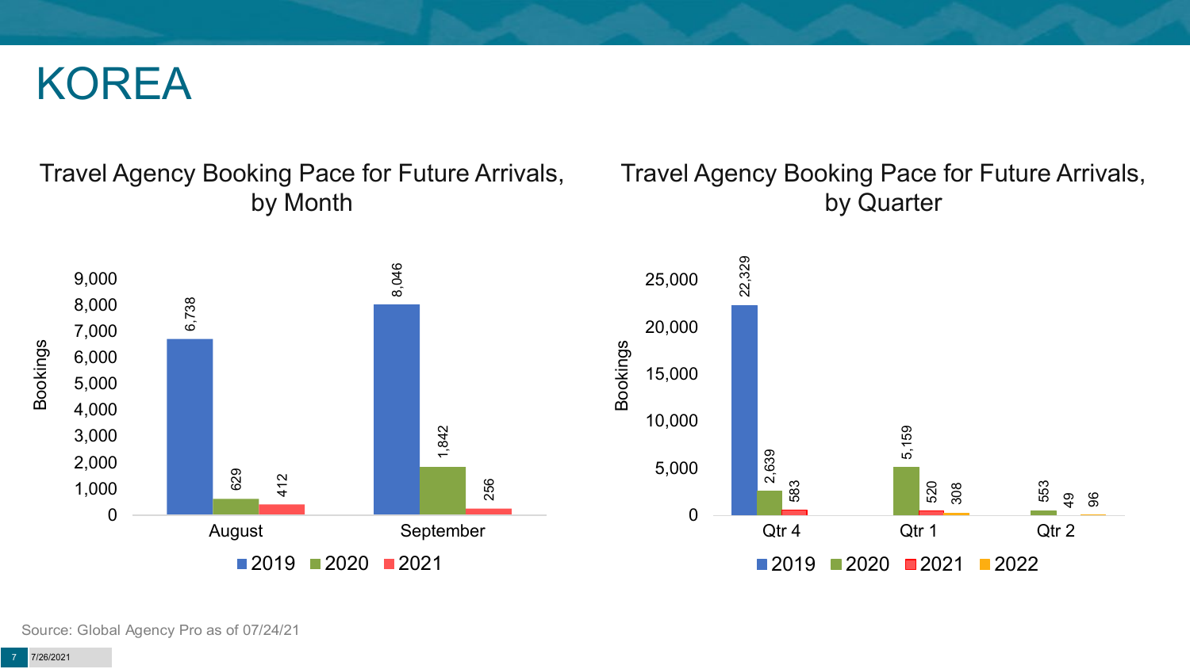# KOREA

## Travel Agency Booking Pace for Future Arrivals, by Month

| Month | 2019 | 2020 | 2021 |
|---|---|---|---|
| August | 6,738 | 629 | 412 |
| September | 8,046 | 1,842 | 256 |

## Travel Agency Booking Pace for Future Arrivals, by Quarter

| Quarter | 2019 | 2020 | 2021 | 2022 |
|---|---|---|---|---|
| Qtr 4 | 22,329 | 2,639 | 583 | |
| Qtr 1 | | 5,159 | 520 | 308 |
| Qtr 2 | | 553 | 49 | 96 |

Source: Global Agency Pro as of 07/24/21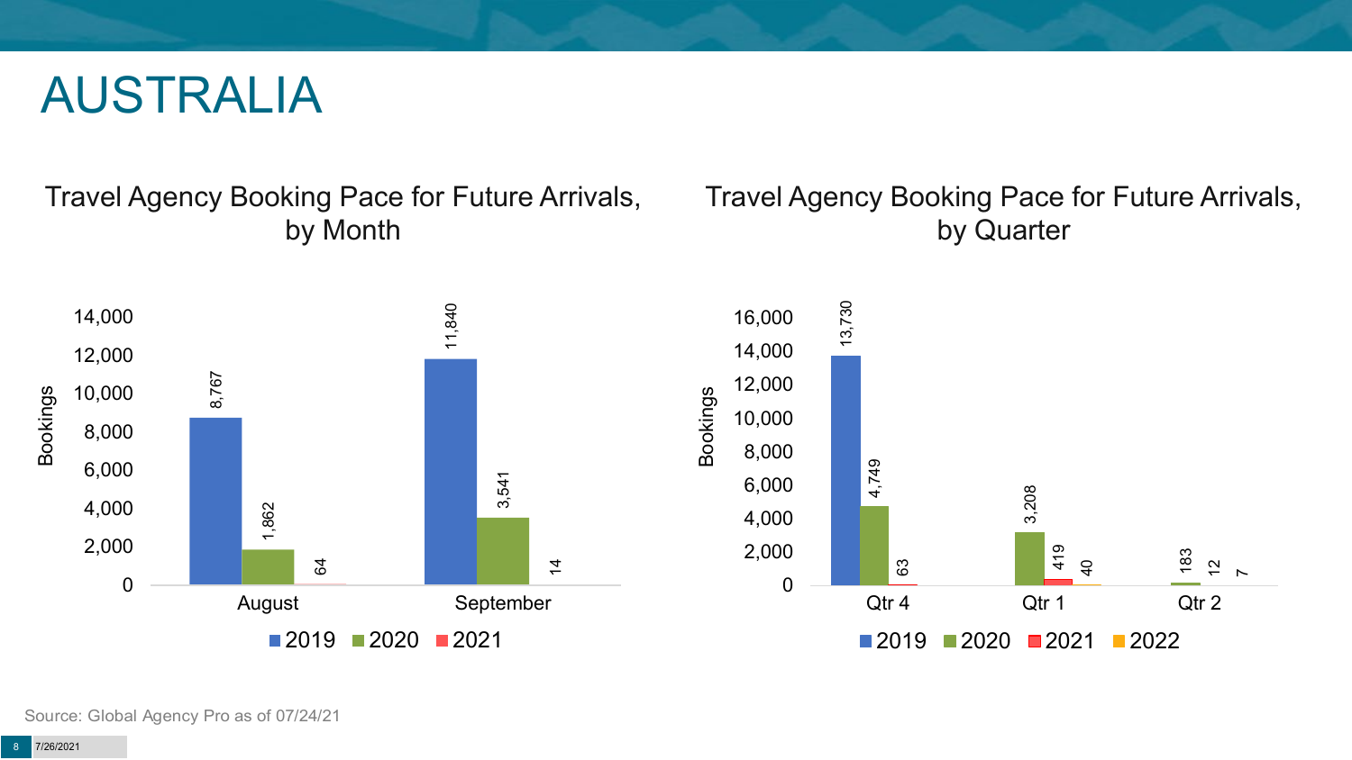# AUSTRALIA

## Travel Agency Booking Pace for Future Arrivals, by Month

Bookings

14,000
12,000
10,000
8,000
6,000
4,000
2,000
0

August
8,767
1,862
64

September
11,840
3,541
14

2019 2020 2021

## Travel Agency Booking Pace for Future Arrivals, by Quarter

Bookings

16,000
14,000
12,000
10,000
8,000
6,000
4,000
2,000
0

Qtr 4
13,730
4,749
63

Qtr 1
3,208
419
40

Qtr 2
183
12
7

2019 2020 2021 2022

Source: Global Agency Pro as of 07/24/21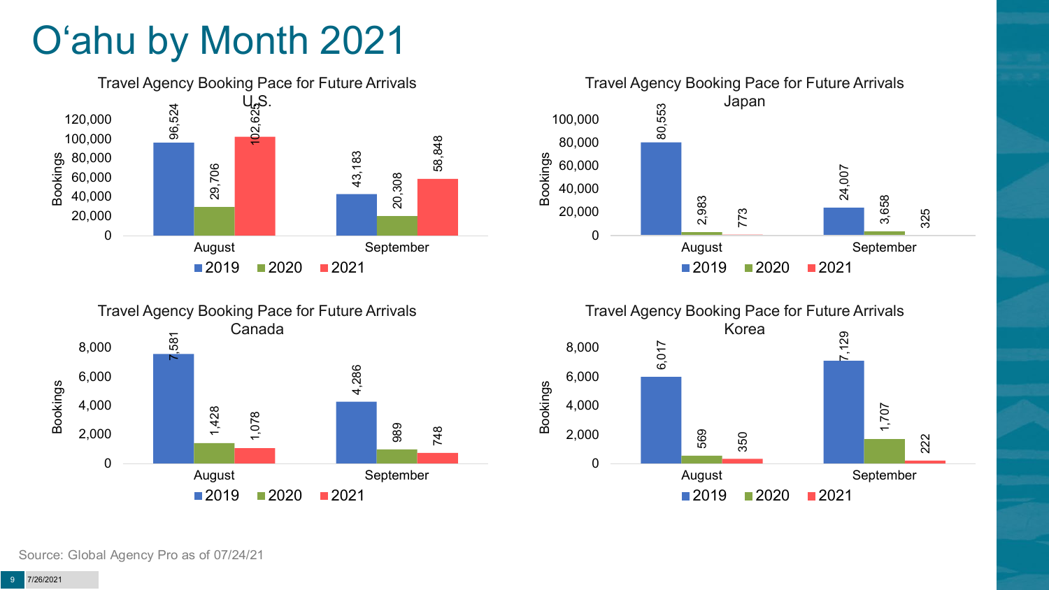# O'ahu by Month 2021

Travel Agency Booking Pace for Future Arrivals
U.S.

Bookings

120,000
100,000
80,000
60,000
40,000
20,000
0

96,524
29,706
102,625
43,183
20,308
58,848

August
September

2019 2020 2021

Travel Agency Booking Pace for Future Arrivals
Japan

Bookings

100,000
80,000
60,000
40,000
20,000
0

80,553
2,983
773
24,007
3,658
325

August
September

2019 2020 2021

Travel Agency Booking Pace for Future Arrivals
Canada

Bookings

8,000
6,000
4,000
2,000
0

7,581
1,428
1,078
4,286
989
748

August
September

2019 2020 2021

Travel Agency Booking Pace for Future Arrivals
Korea

Bookings

8,000
6,000
4,000
2,000
0

6,017
569
350
7,129
1,707
222

August
September

2019 2020 2021

Source: Global Agency Pro as of 07/24/21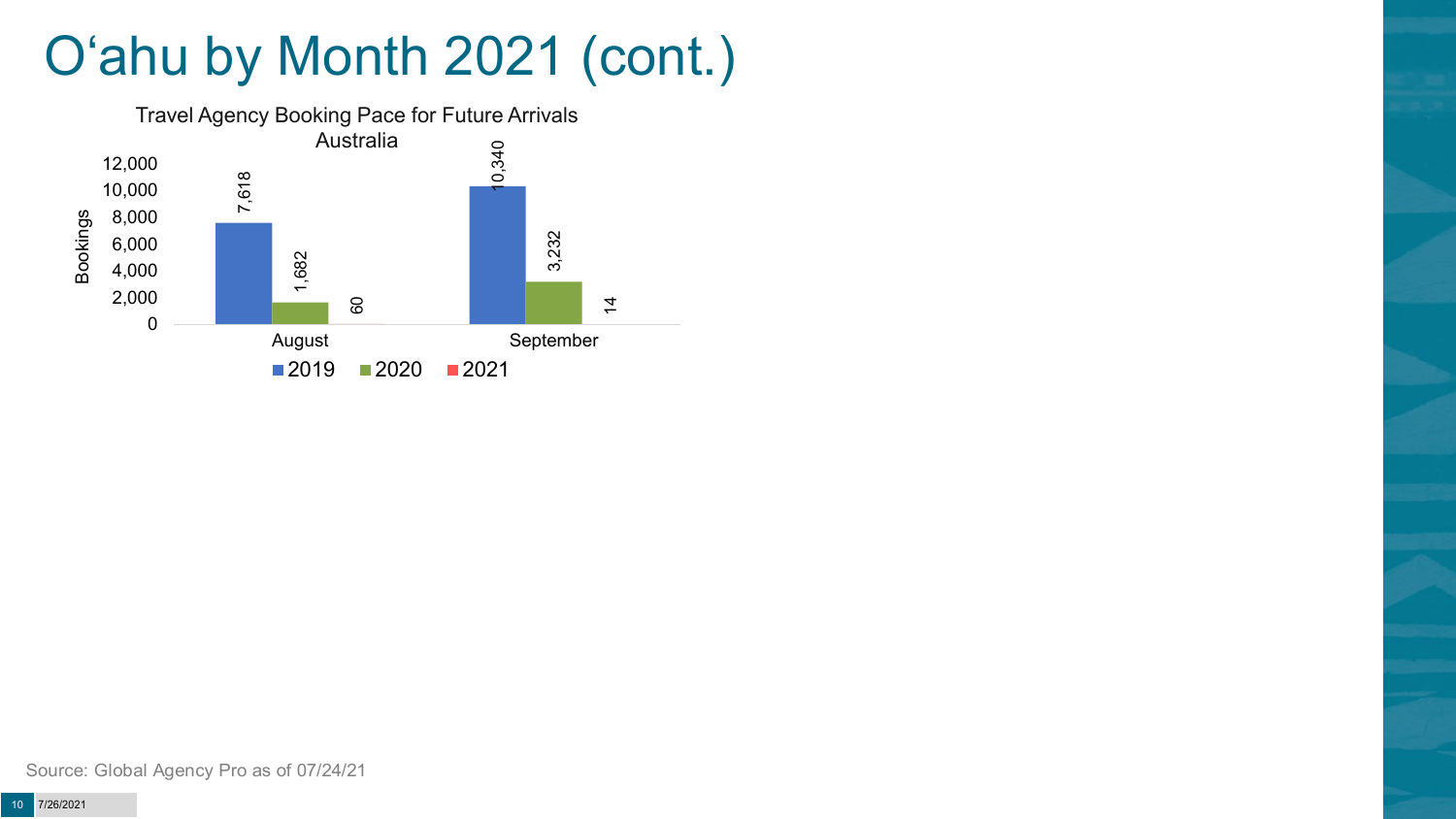# O‘ahu by Month 2021 (cont.)

Travel Agency Booking Pace for Future Arrivals
Australia

Bookings

12,000
10,000
8,000
6,000
4,000
2,000
0

7,618
1,682
60
10,340
3,232
14

August
September

2019 2020 2021

Source: Global Agency Pro as of 07/24/21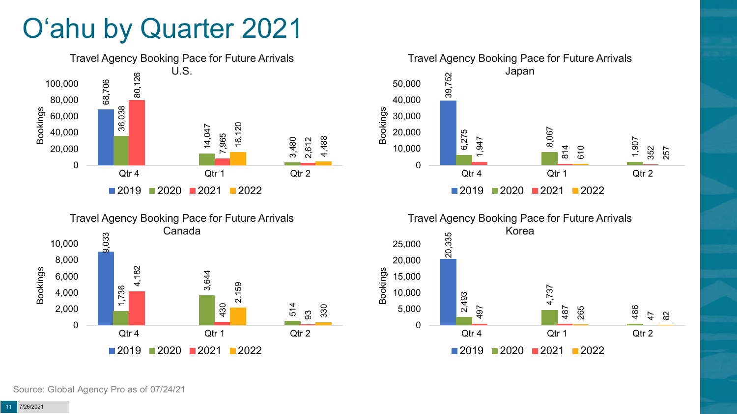# O'ahu by Quarter 2021

Travel Agency Booking Pace for Future Arrivals
U.S.

Bookings

100,000
80,000
60,000
40,000
20,000
0

Qtr 4: 68,706 | 36,038 | 80,126
Qtr 1: 14,047 | 7,965 | 16,120
Qtr 2: 3,480 | 2,612 | 4,488

2019 2020 2021 2022

Travel Agency Booking Pace for Future Arrivals
Japan

Bookings

50,000
40,000
30,000
20,000
10,000
0

Qtr 4: 39,752 | 6,275 | 1,947
Qtr 1: 8,067 | 814 | 610
Qtr 2: 1,907 | 352 | 257

2019 2020 2021 2022

Travel Agency Booking Pace for Future Arrivals
Canada

Bookings

10,000
8,000
6,000
4,000
2,000
0

Qtr 4: 9,033 | 1,736 | 4,182
Qtr 1: 3,644 | 430 | 2,159
Qtr 2: 514 | 93 | 330

2019 2020 2021 2022

Travel Agency Booking Pace for Future Arrivals
Korea

Bookings

25,000
20,000
15,000
10,000
5,000
0

Qtr 4: 20,335 | 2,493 | 497
Qtr 1: 4,737 | 487 | 265
Qtr 2: 486 | 47 | 82

2019 2020 2021 2022

Source: Global Agency Pro as of 07/24/21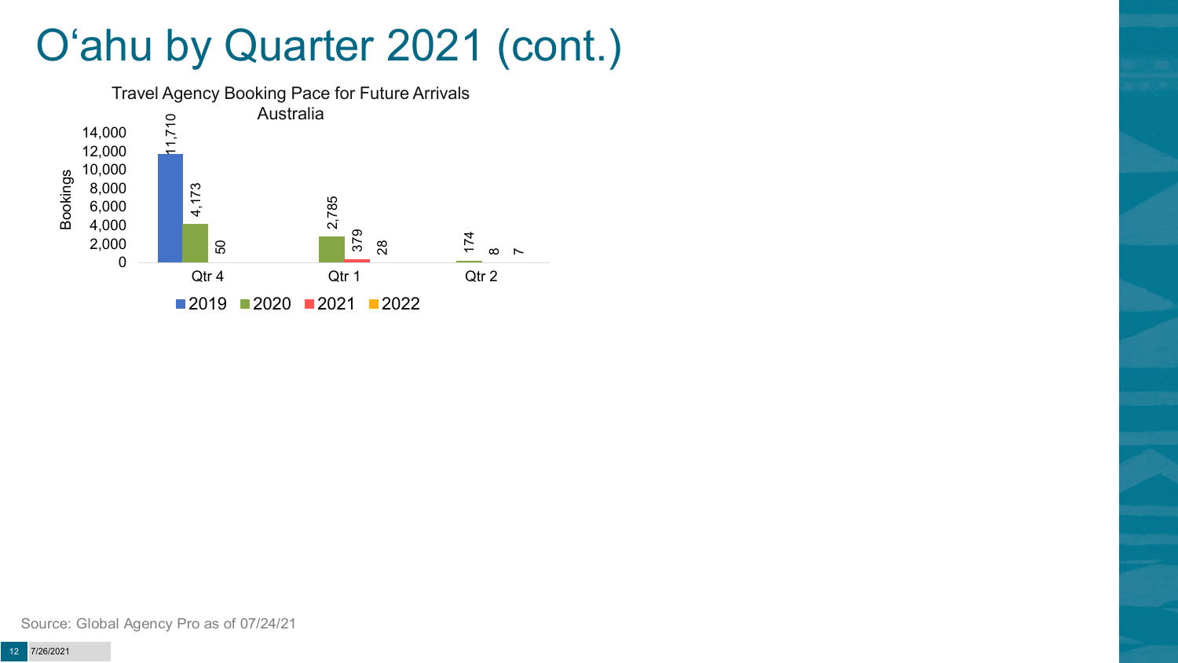# O'ahu by Quarter 2021 (cont.)

Travel Agency Booking Pace for Future Arrivals
Australia

Bookings

14,000
12,000
10,000
8,000
6,000
4,000
2,000
0

Qtr 4: 11,710; 4,173; 50
Qtr 1: 2,785; 379; 28
Qtr 2: 174; 8; 7

2019 2020 2021 2022

Source: Global Agency Pro as of 07/24/21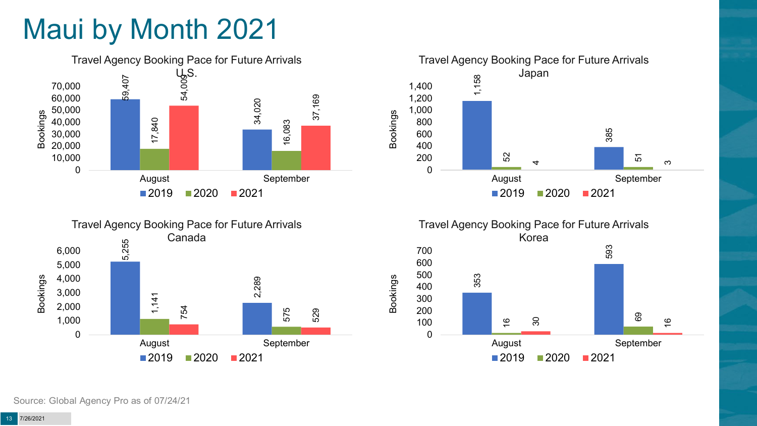# Maui by Month 2021

Travel Agency Booking Pace for Future Arrivals
U.S.

Bookings

70,000
60,000
50,000
40,000
30,000
20,000
10,000
0

59,407
17,840
54,009
34,020
16,083
37,169

August
September

2019 2020 2021

Travel Agency Booking Pace for Future Arrivals
Japan

Bookings

1,400
1,200
1,000
800
600
400
200
0

1,158
52
4
385
51
3

August
September

2019 2020 2021

Travel Agency Booking Pace for Future Arrivals
Canada

Bookings

6,000
5,000
4,000
3,000
2,000
1,000
0

5,255
1,141
754
2,289
575
529

August
September

2019 2020 2021

Travel Agency Booking Pace for Future Arrivals
Korea

Bookings

700
600
500
400
300
200
100
0

353
16
30
593
69
16

August
September

2019 2020 2021

Source: Global Agency Pro as of 07/24/21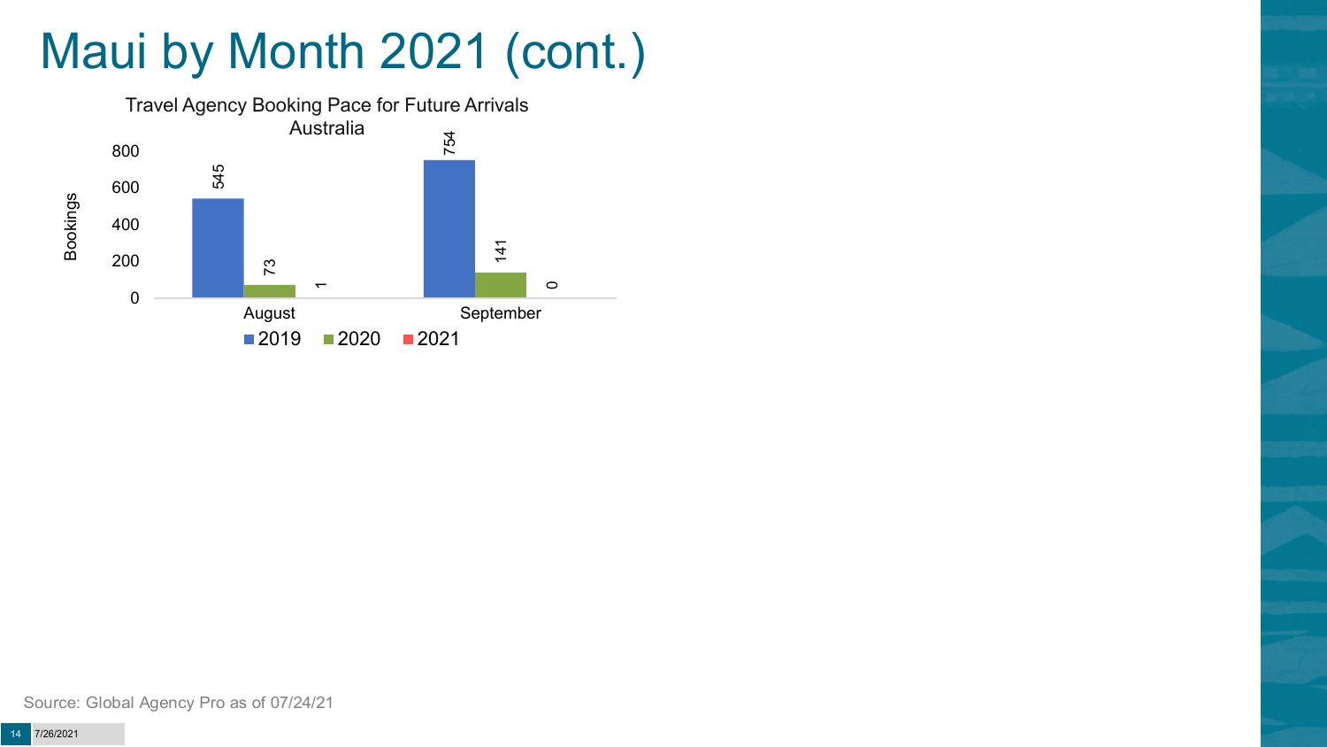# Maui by Month 2021 (cont.)

Travel Agency Booking Pace for Future Arrivals
Australia

Bookings

800
600
400
200
0

545
73
1
754
141
0

August
September

2019
2020
2021

Source: Global Agency Pro as of 07/24/21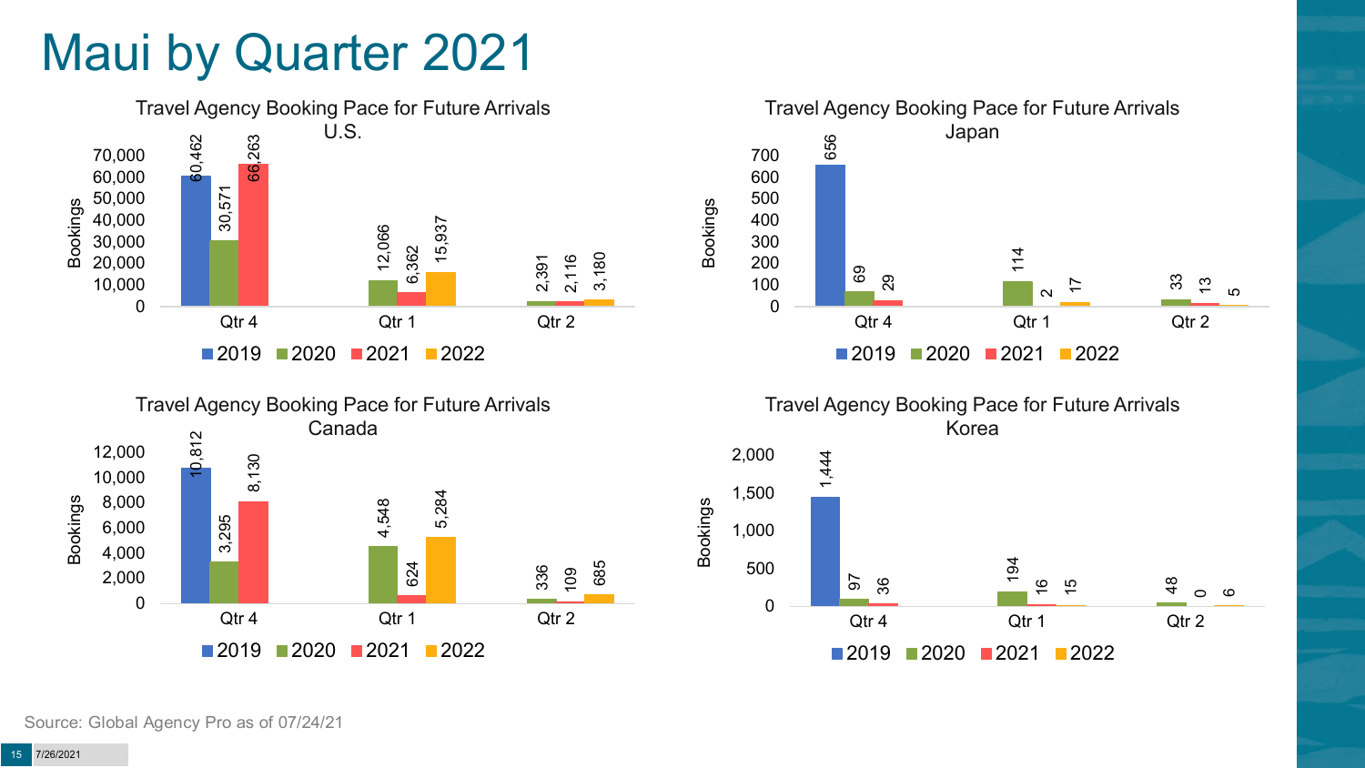# Maui by Quarter 2021

Travel Agency Booking Pace for Future Arrivals
U.S.

Bookings

70,000
60,000
50,000
40,000
30,000
20,000
10,000
0

Qtr 4: 60,462 | 30,571 | 66,263
Qtr 1: 12,066 | 6,362 | 15,937
Qtr 2: 2,391 | 2,116 | 3,180

2019 2020 2021 2022

Travel Agency Booking Pace for Future Arrivals
Japan

Bookings

700
600
500
400
300
200
100
0

Qtr 4: 656 | 69 | 29
Qtr 1: 114 | 2 | 17
Qtr 2: 33 | 13 | 5

2019 2020 2021 2022

Travel Agency Booking Pace for Future Arrivals
Canada

Bookings

12,000
10,000
8,000
6,000
4,000
2,000
0

Qtr 4: 10,812 | 3,295 | 8,130
Qtr 1: 4,548 | 624 | 5,284
Qtr 2: 336 | 109 | 685

2019 2020 2021 2022

Travel Agency Booking Pace for Future Arrivals
Korea

Bookings

2,000
1,500
1,000
500
0

Qtr 4: 1,444 | 97 | 36
Qtr 1: 194 | 16 | 15
Qtr 2: 48 | 0 | 6

2019 2020 2021 2022

Source: Global Agency Pro as of 07/24/21

7/26/2021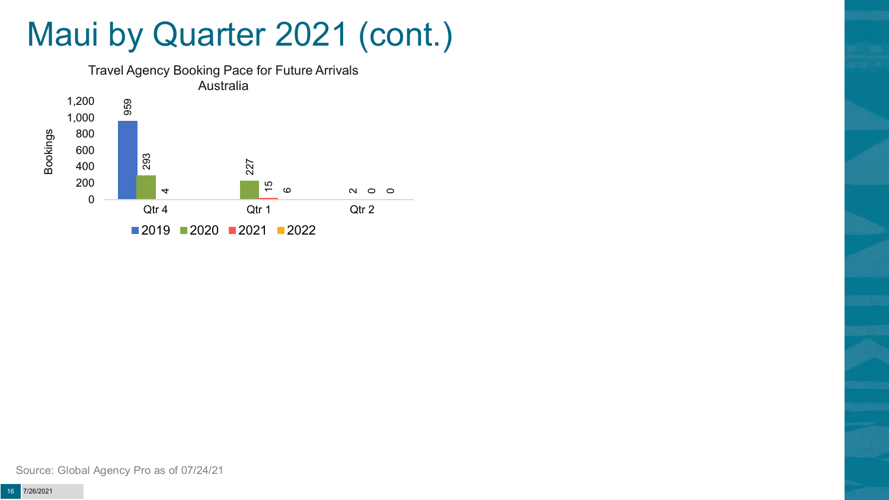# Maui by Quarter 2021 (cont.)

Travel Agency Booking Pace for Future Arrivals
Australia

Bookings

1,200
1,000
800
600
400
200
0

959
293
4
227
15
6
2
0
0

Qtr 4
Qtr 1
Qtr 2

2019 2020 2021 2022

Source: Global Agency Pro as of 07/24/21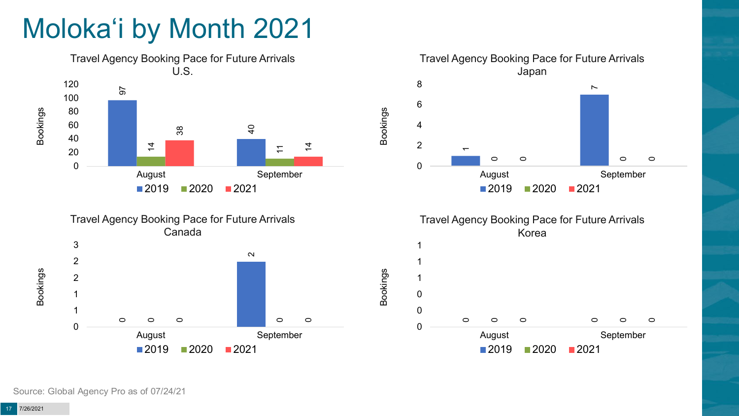# Moloka'i by Month 2021

Travel Agency Booking Pace for Future Arrivals
U.S.

Bookings

120
100
80
60
40
20
0

97
14
38
40
11
14

August
September

2019 2020 2021

Travel Agency Booking Pace for Future Arrivals
Japan

Bookings

8
6
4
2
0

1
0
0
7
0
0

August
September

2019 2020 2021

Travel Agency Booking Pace for Future Arrivals
Canada

Bookings

3
2
2
1
1
0

0
0
0
2
0
0

August
September

2019 2020 2021

Travel Agency Booking Pace for Future Arrivals
Korea

Bookings

1
1
1
0
0
0

0
0
0
0
0
0

August
September

2019 2020 2021

Source: Global Agency Pro as of 07/24/21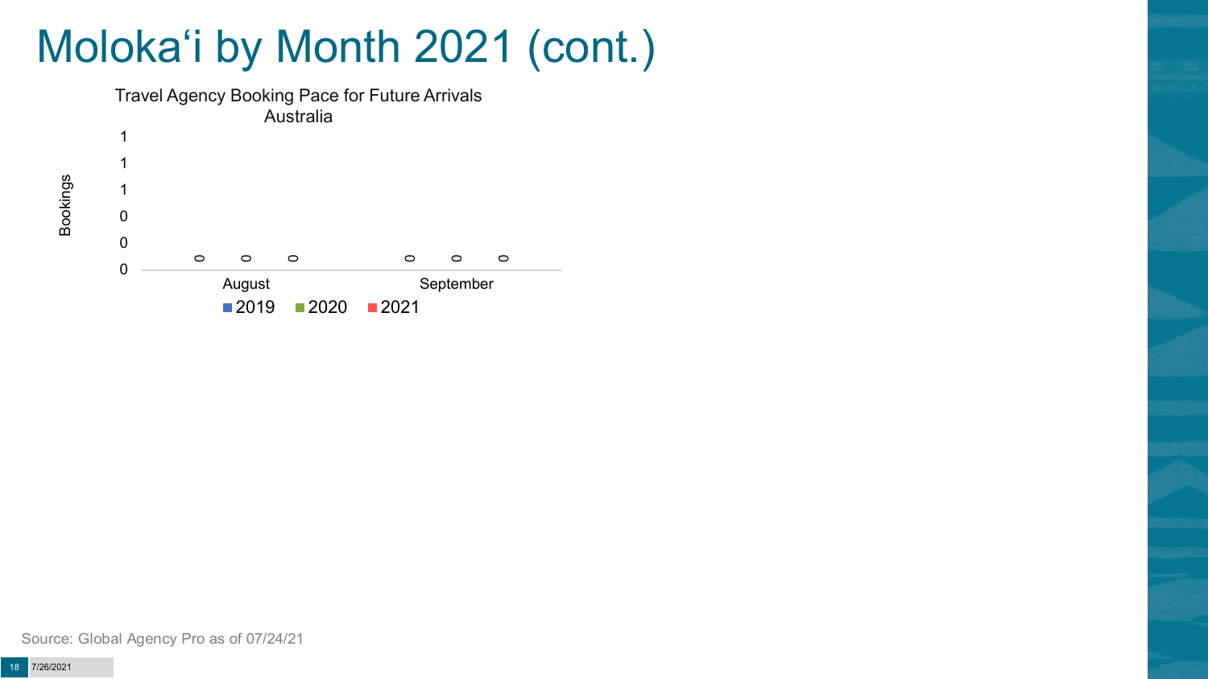# Molokaʻi by Month 2021 (cont.)

Travel Agency Booking Pace for Future Arrivals
Australia

Bookings

1
1
1
0
0
0

0 0 0 0 0 0

August
September

2019 2020 2021

Source: Global Agency Pro as of 07/24/21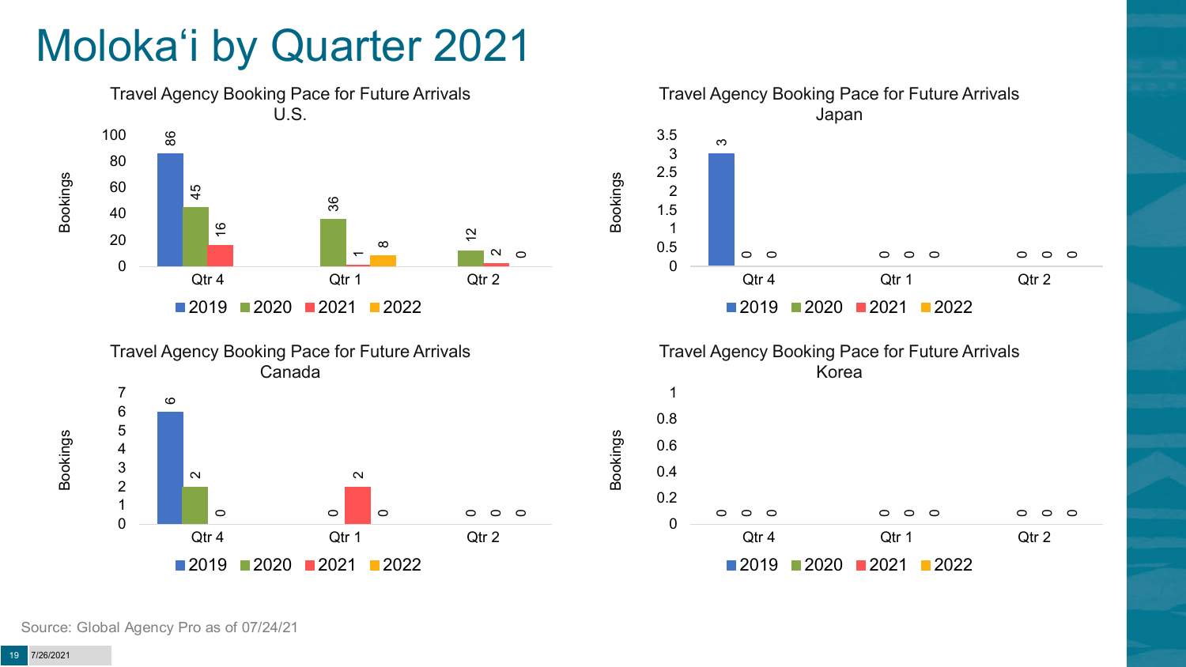# Molokaʻi by Quarter 2021

Travel Agency Booking Pace for Future Arrivals
U.S.

Bookings

100
80
60
40
20
0

86
45
16
36
1
8
12
2
0

Qtr 4
Qtr 1
Qtr 2

2019 2020 2021 2022

Travel Agency Booking Pace for Future Arrivals
Japan

Bookings

3.5
3
2.5
2
1.5
1
0.5
0

3
0 0
0 0 0
0 0 0

Qtr 4
Qtr 1
Qtr 2

2019 2020 2021 2022

Travel Agency Booking Pace for Future Arrivals
Canada

Bookings

7
6
5
4
3
2
1
0

6
2
0
0
2
0
0 0 0

Qtr 4
Qtr 1
Qtr 2

2019 2020 2021 2022

Travel Agency Booking Pace for Future Arrivals
Korea

Bookings

1
0.8
0.6
0.4
0.2
0

0 0 0
0 0 0
0 0 0

Qtr 4
Qtr 1
Qtr 2

2019 2020 2021 2022

Source: Global Agency Pro as of 07/24/21

7/26/2021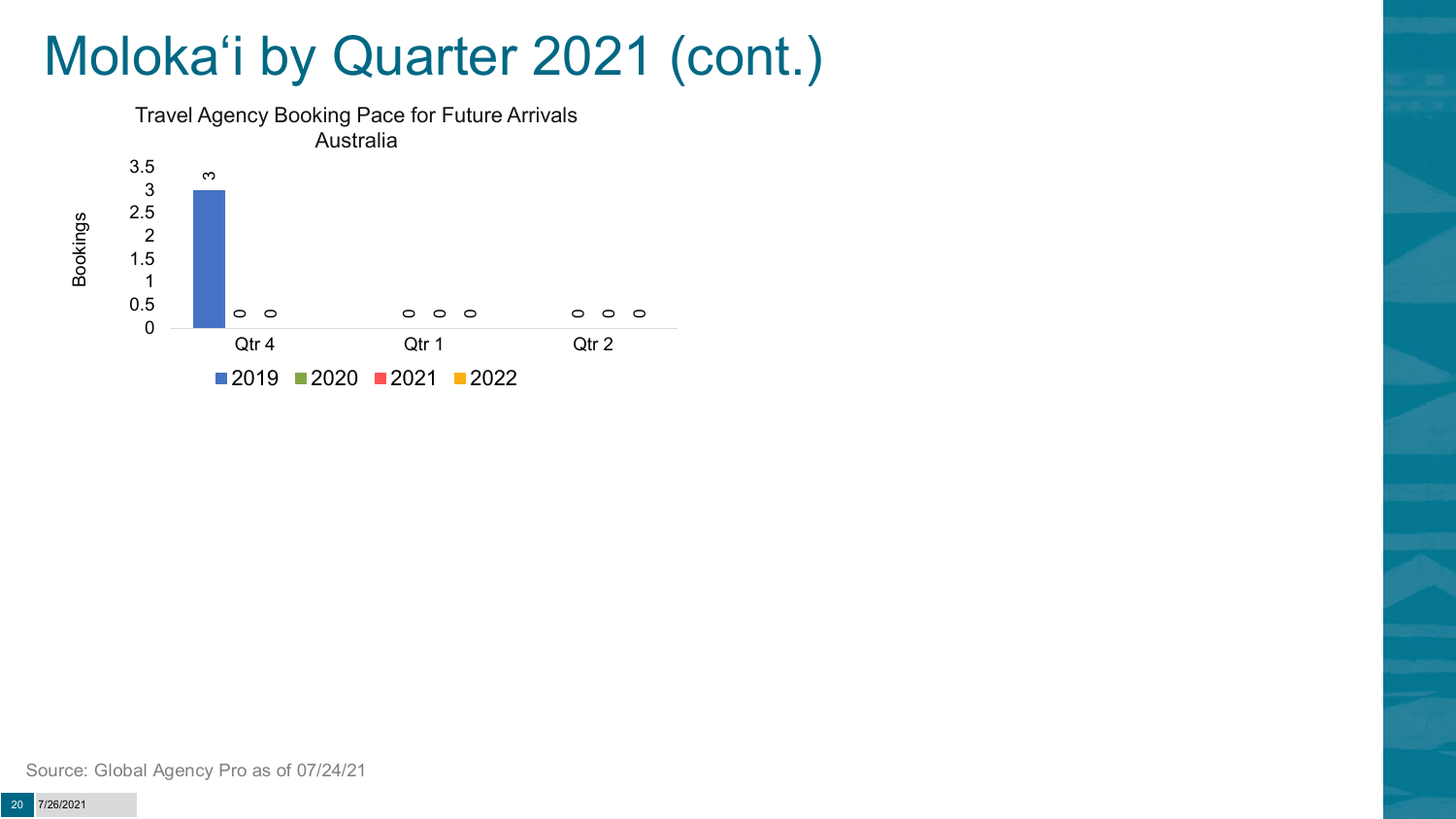# Molokaʻi by Quarter 2021 (cont.)

Travel Agency Booking Pace for Future Arrivals
Australia

Bookings

3.5
3
2.5
2
1.5
1
0.5
0

3
0 0
0 0 0
0 0 0

Qtr 4
Qtr 1
Qtr 2

2019 2020 2021 2022

Source: Global Agency Pro as of 07/24/21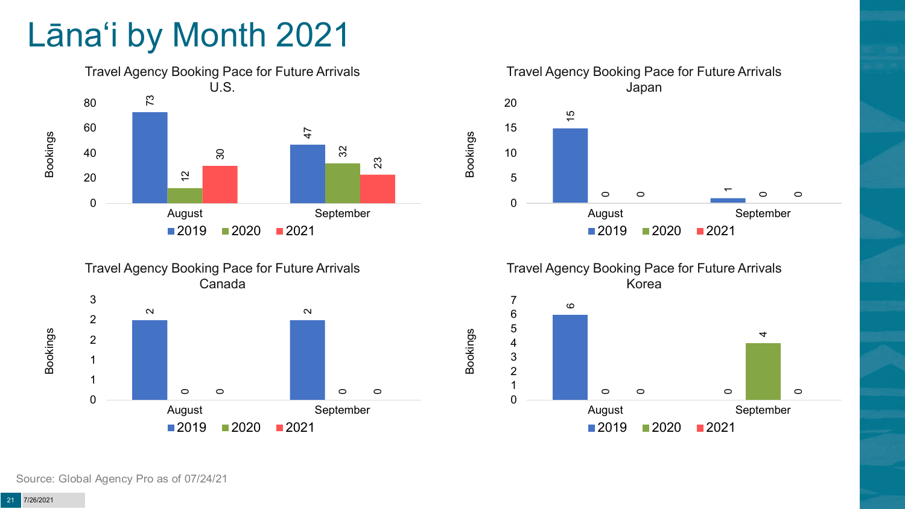# Lānaʻi by Month 2021

Travel Agency Booking Pace for Future Arrivals
U.S.

Bookings

80
60
40
20
0

73
12
30
47
32
23

August
September

2019 2020 2021

Travel Agency Booking Pace for Future Arrivals
Japan

Bookings

20
15
10
5
0

15
0
0
1
0
0

August
September

2019 2020 2021

Travel Agency Booking Pace for Future Arrivals
Canada

Bookings

3
2
2
1
1
0

2
0
0
2
0
0

August
September

2019 2020 2021

Travel Agency Booking Pace for Future Arrivals
Korea

Bookings

7
6
5
4
3
2
1
0

6
0
0
0
4
0

August
September

2019 2020 2021

Source: Global Agency Pro as of 07/24/21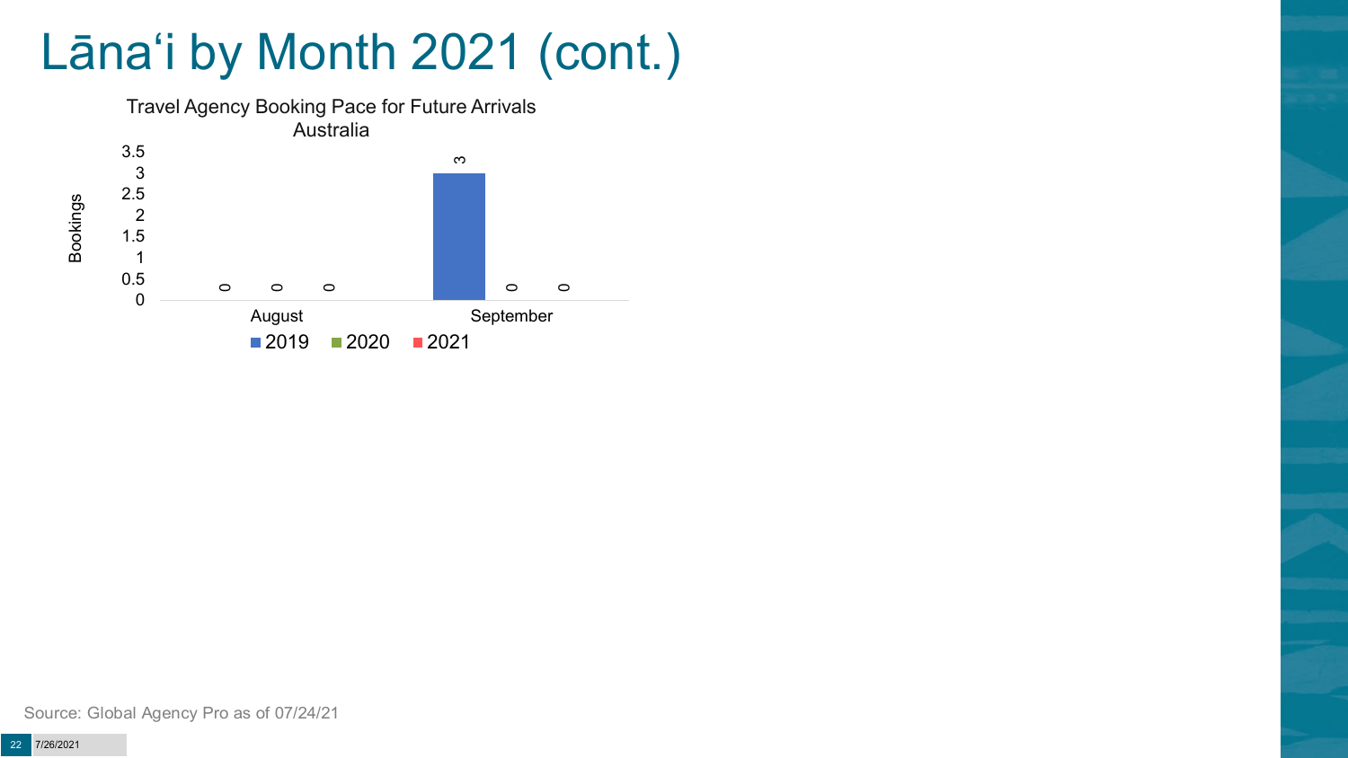# Lānaʻi by Month 2021 (cont.)

Travel Agency Booking Pace for Future Arrivals
Australia

Bookings

3.5
3
2.5
2
1.5
1
0.5
0

0 0 0
3 0 0

August
September

2019 2020 2021

Source: Global Agency Pro as of 07/24/21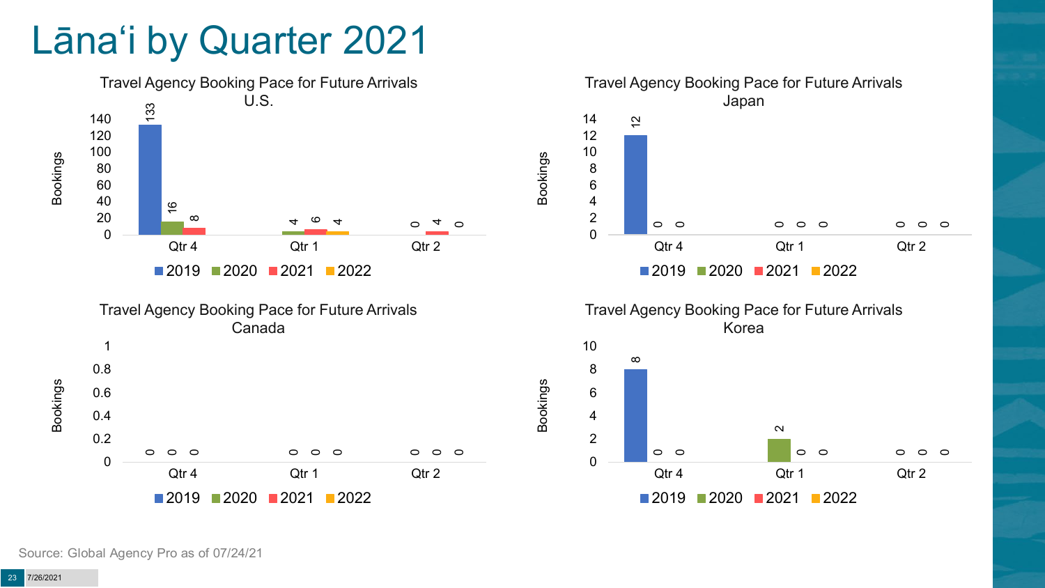# Lānaʻi by Quarter 2021

Travel Agency Booking Pace for Future Arrivals
U.S.

Bookings

140
120
100
80
60
40
20
0

133
16
8
4
6
4
0
4
0

Qtr 4
Qtr 1
Qtr 2

2019 2020 2021 2022

Travel Agency Booking Pace for Future Arrivals
Japan

Bookings

14
12
10
8
6
4
2
0

12
0
0
0
0
0
0
0
0

Qtr 4
Qtr 1
Qtr 2

2019 2020 2021 2022

Travel Agency Booking Pace for Future Arrivals
Canada

Bookings

1
0.8
0.6
0.4
0.2
0

0 0 0
0 0 0
0 0 0

Qtr 4
Qtr 1
Qtr 2

2019 2020 2021 2022

Travel Agency Booking Pace for Future Arrivals
Korea

Bookings

10
8
6
4
2
0

8
0
0
2
0
0
0
0
0

Qtr 4
Qtr 1
Qtr 2

2019 2020 2021 2022

Source: Global Agency Pro as of 07/24/21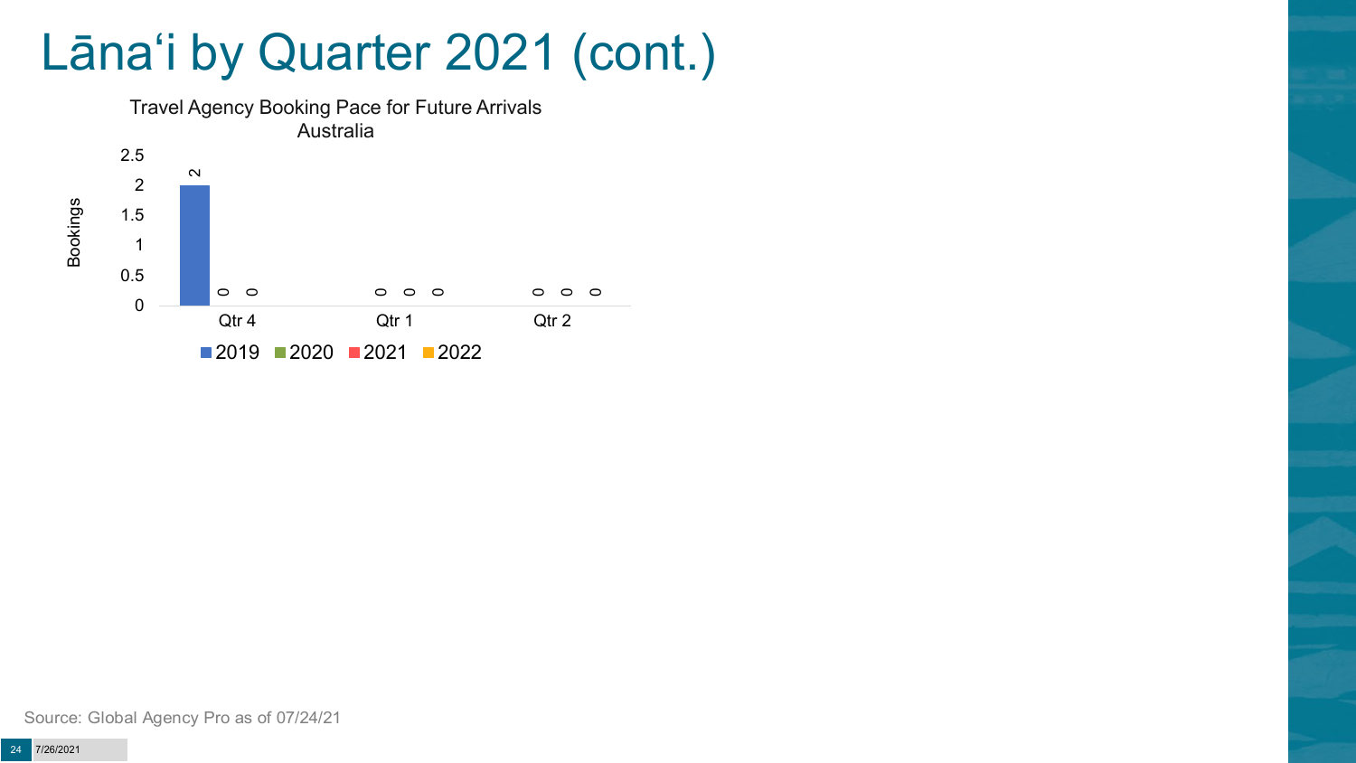# Lānaʻi by Quarter 2021 (cont.)

Travel Agency Booking Pace for Future Arrivals
Australia

Bookings

2.5
2
1.5
1
0.5
0

2
0 0
0 0 0
0 0 0

Qtr 4
Qtr 1
Qtr 2

2019 2020 2021 2022

Source: Global Agency Pro as of 07/24/21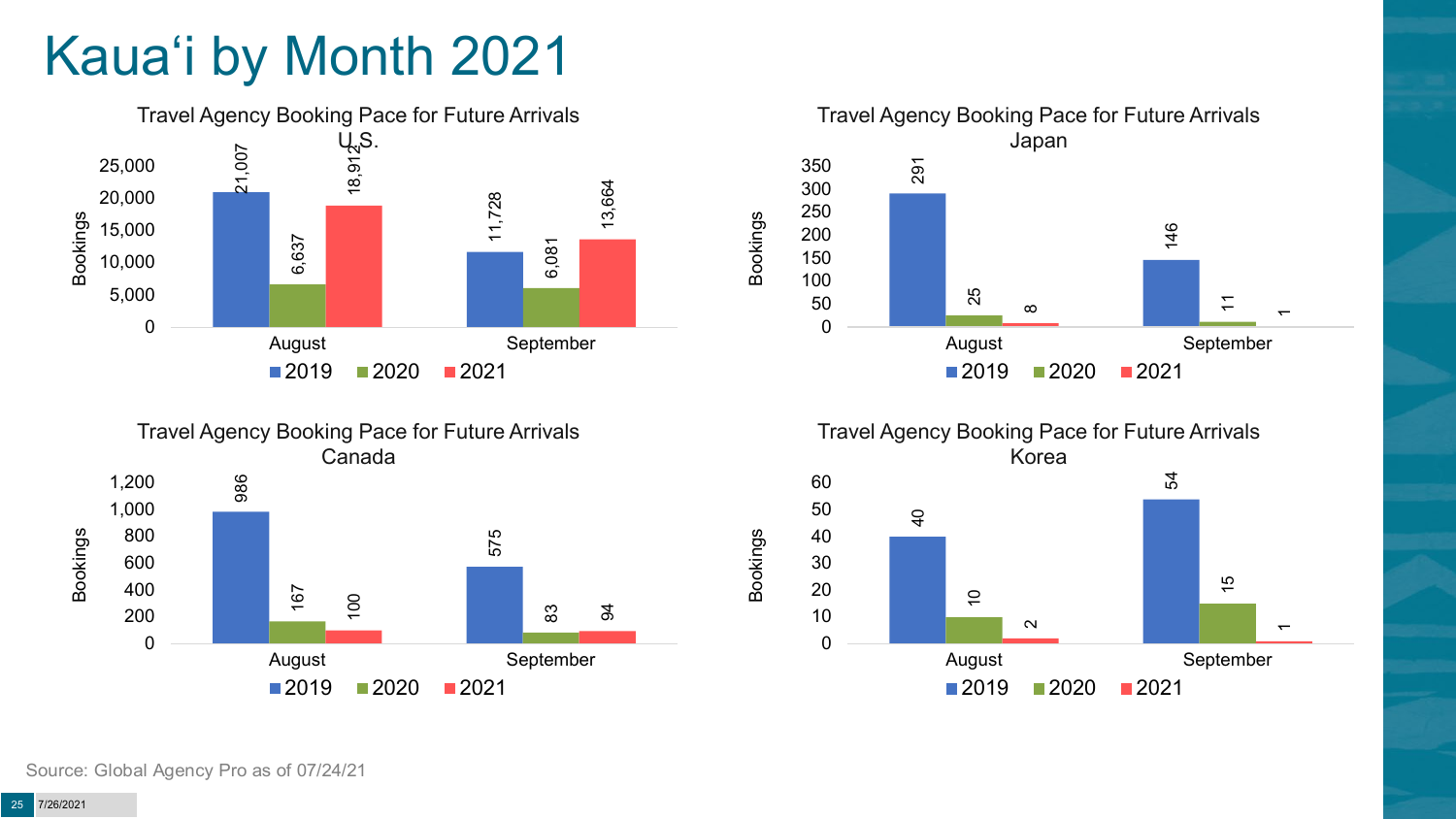# Kaua'i by Month 2021

Travel Agency Booking Pace for Future Arrivals
U.S.

Bookings

25,000
20,000
15,000
10,000
5,000
0

21,007
6,637
18,912
11,728
6,081
13,664

August
September

2019 2020 2021

Travel Agency Booking Pace for Future Arrivals
Japan

Bookings

350
300
250
200
150
100
50
0

291
25
8
146
11
1

August
September

2019 2020 2021

Travel Agency Booking Pace for Future Arrivals
Canada

Bookings

1,200
1,000
800
600
400
200
0

986
167
100
575
83
94

August
September

2019 2020 2021

Travel Agency Booking Pace for Future Arrivals
Korea

Bookings

60
50
40
30
20
10
0

40
10
2
54
15
1

August
September

2019 2020 2021

Source: Global Agency Pro as of 07/24/21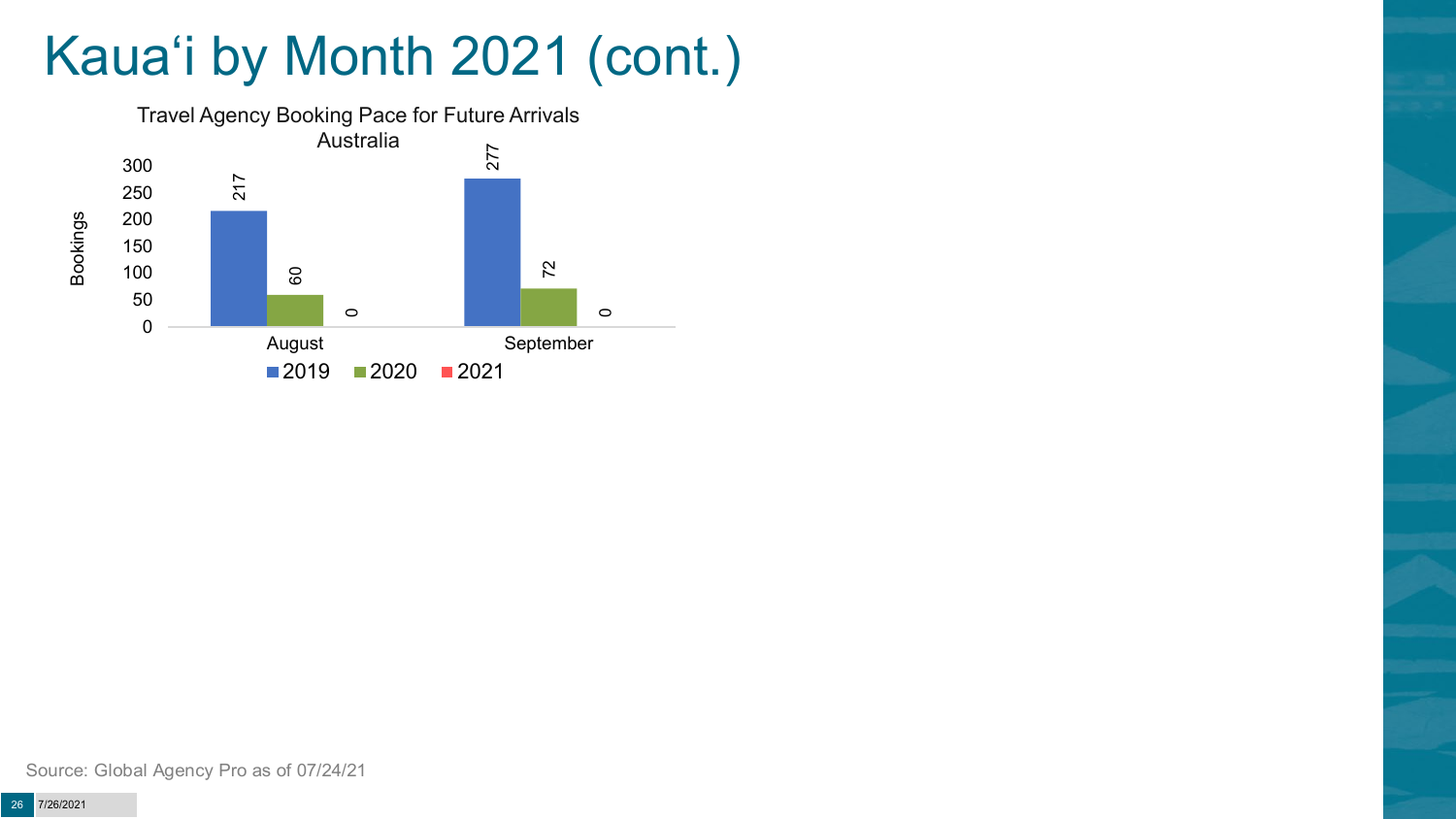# Kauaʻi by Month 2021 (cont.)

Travel Agency Booking Pace for Future Arrivals
Australia

Bookings

300
250
200
150
100
50
0

217
60
0
277
72
0

August
September

2019 2020 2021

Source: Global Agency Pro as of 07/24/21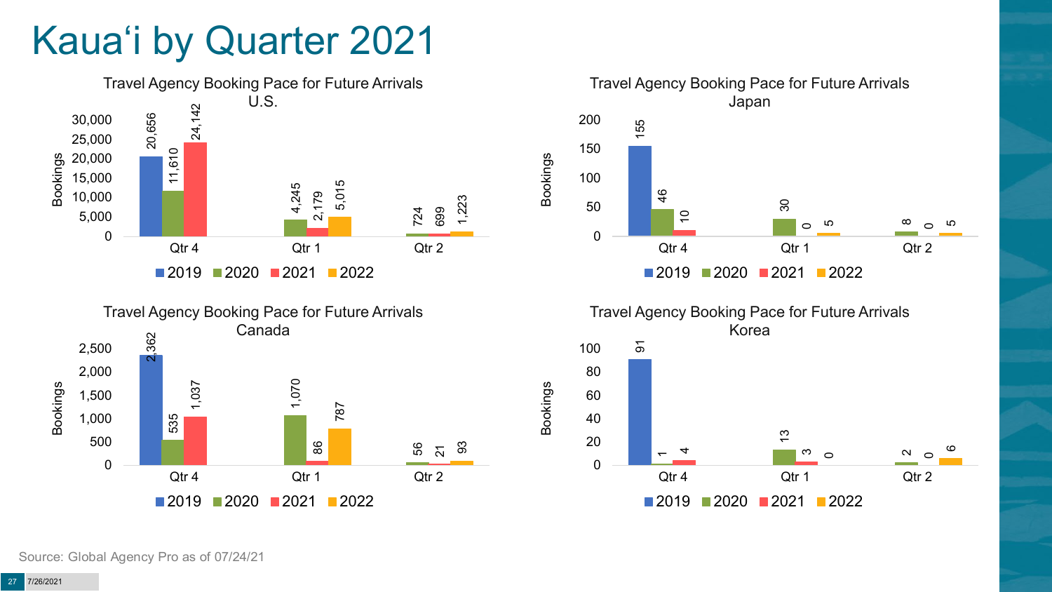# Kauaʻi by Quarter 2021

**Travel Agency Booking Pace for Future Arrivals U.S.**

| Bookings | 2019 | 2020 | 2021 | 2022 |
|---|---|---|---|---|
| Qtr 4 | 20,656 | 11,610 | 24,142 | |
| Qtr 1 | | 4,245 | 2,179 | 5,015 |
| Qtr 2 | | 724 | 699 | 1,223 |

**Travel Agency Booking Pace for Future Arrivals Japan**

| Bookings | 2019 | 2020 | 2021 | 2022 |
|---|---|---|---|---|
| Qtr 4 | 155 | 46 | 10 | |
| Qtr 1 | | 30 | 0 | 5 |
| Qtr 2 | | 8 | 0 | 5 |

**Travel Agency Booking Pace for Future Arrivals Canada**

| Bookings | 2019 | 2020 | 2021 | 2022 |
|---|---|---|---|---|
| Qtr 4 | 2,362 | 535 | 1,037 | |
| Qtr 1 | | 1,070 | 86 | 787 |
| Qtr 2 | | 56 | 21 | 93 |

**Travel Agency Booking Pace for Future Arrivals Korea**

| Bookings | 2019 | 2020 | 2021 | 2022 |
|---|---|---|---|---|
| Qtr 4 | 91 | 1 | 4 | |
| Qtr 1 | | 13 | 3 | 0 |
| Qtr 2 | | 2 | 0 | 6 |

Source: Global Agency Pro as of 07/24/21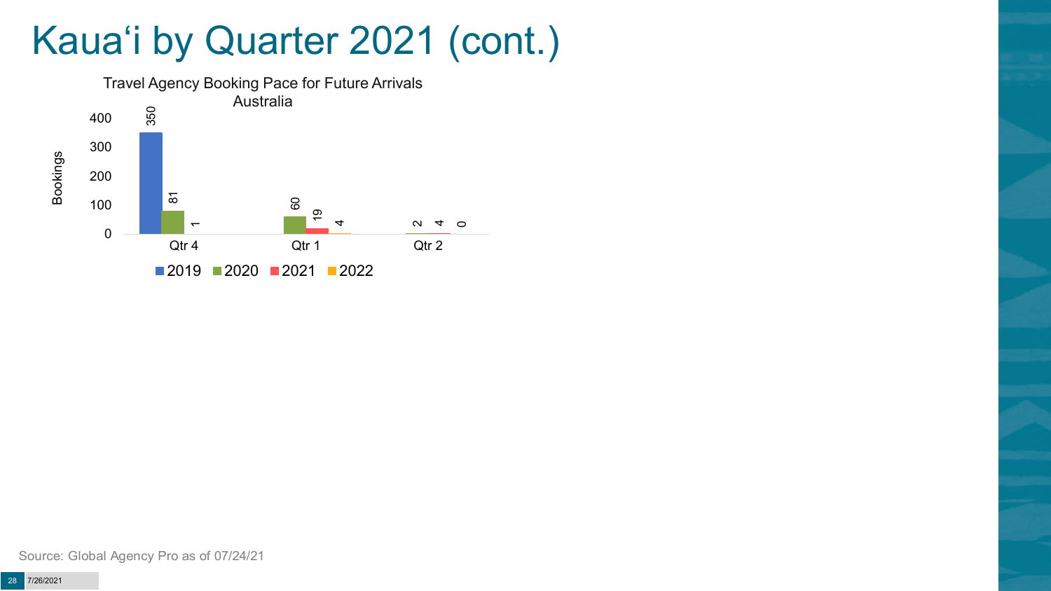# Kaua‘i by Quarter 2021 (cont.)

Travel Agency Booking Pace for Future Arrivals
Australia

Bookings

400
300
200
100
0

350
81
1
60
19
4
2
4
0

Qtr 4
Qtr 1
Qtr 2

2019 2020 2021 2022

Source: Global Agency Pro as of 07/24/21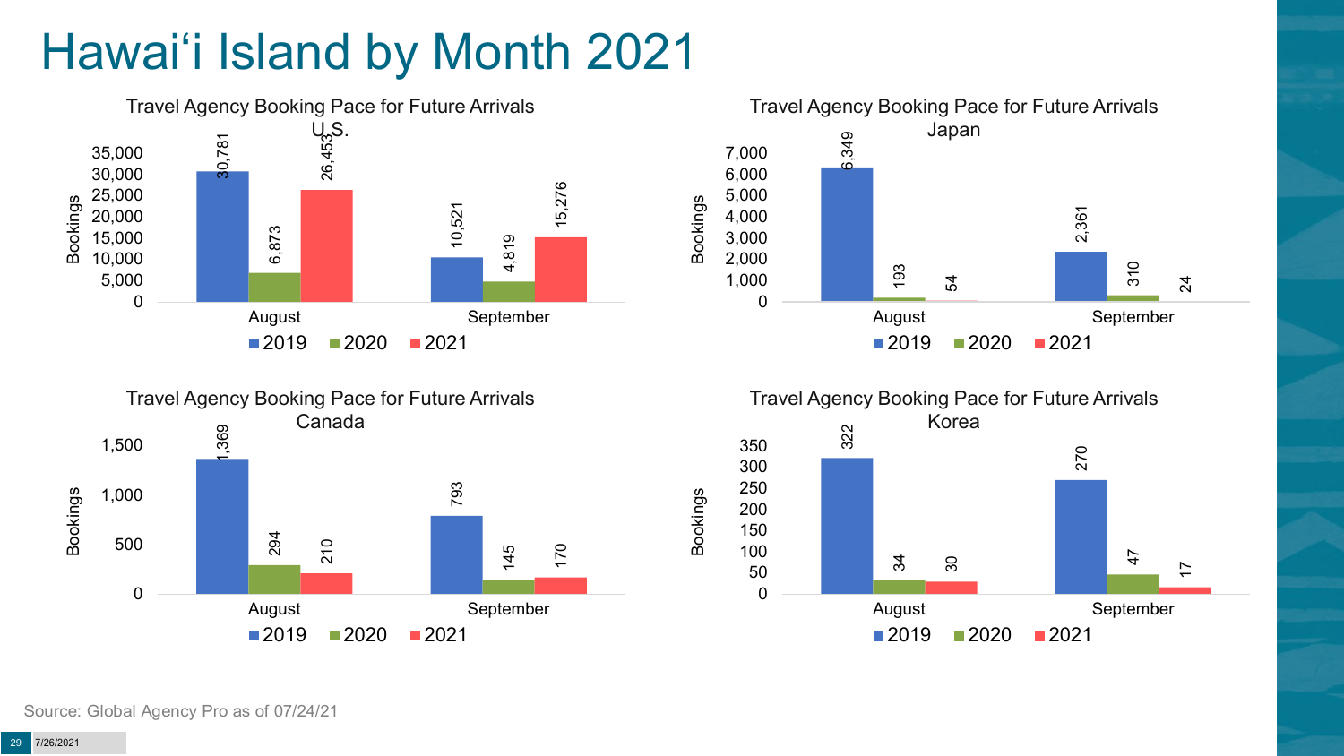# Hawai'i Island by Month 2021

Travel Agency Booking Pace for Future Arrivals
U.S.

Bookings

35,000
30,000
25,000
20,000
15,000
10,000
5,000
0

August: 30,781 6,873 26,453
September: 10,521 4,819 15,276

2019 2020 2021

Travel Agency Booking Pace for Future Arrivals
Japan

Bookings

7,000
6,000
5,000
4,000
3,000
2,000
1,000
0

August: 6,349 193 54
September: 2,361 310 24

2019 2020 2021

Travel Agency Booking Pace for Future Arrivals
Canada

Bookings

1,500
1,000
500
0

August: 1,369 294 210
September: 793 145 170

2019 2020 2021

Travel Agency Booking Pace for Future Arrivals
Korea

Bookings

350
300
250
200
150
100
50
0

August: 322 34 30
September: 270 47 17

2019 2020 2021

Source: Global Agency Pro as of 07/24/21

7/26/2021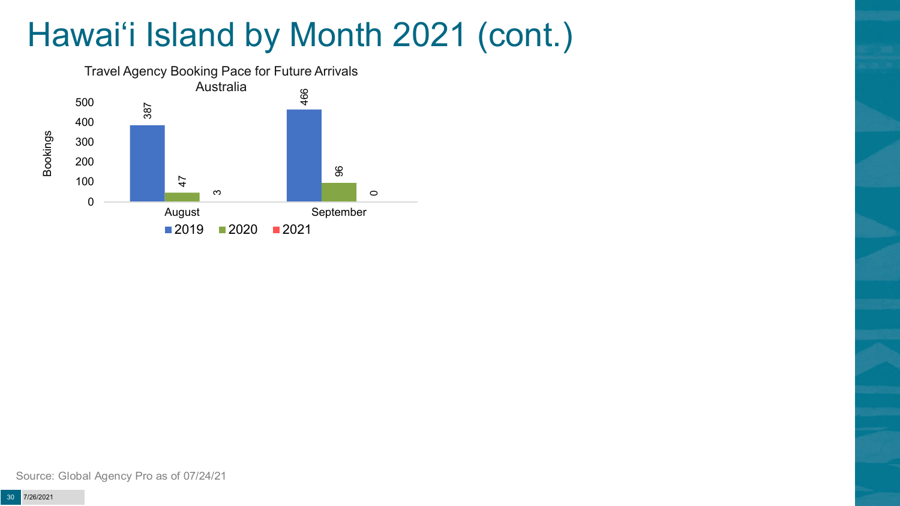# Hawai'i Island by Month 2021 (cont.)

Travel Agency Booking Pace for Future Arrivals
Australia

| Bookings | 2019 | 2020 | 2021 |
|---|---|---|---|
| August | 387 | 47 | 3 |
| September | 466 | 96 | 0 |

Source: Global Agency Pro as of 07/24/21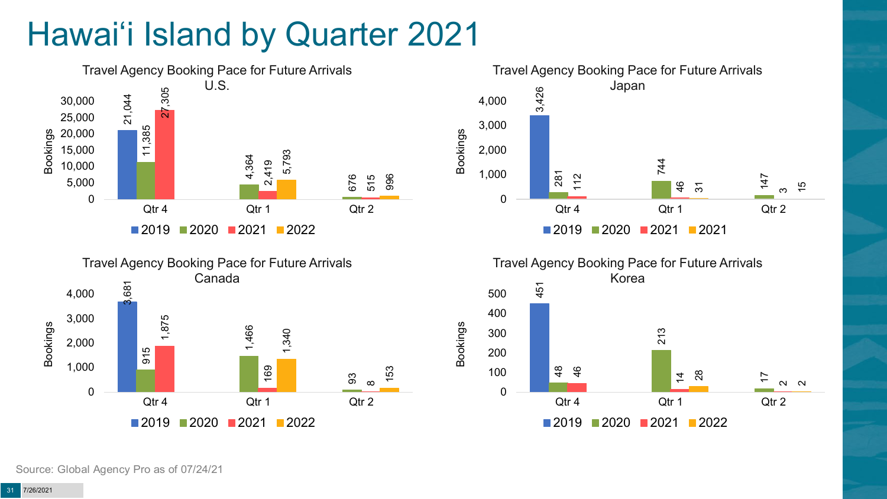# Hawai'i Island by Quarter 2021

Travel Agency Booking Pace for Future Arrivals
U.S.

Bookings

30,000
25,000
20,000
15,000
10,000
5,000
0

Qtr 4: 21,044 11,385 27,305
Qtr 1: 4,364 2,419 5,793
Qtr 2: 676 515 996

2019 2020 2021 2022

Travel Agency Booking Pace for Future Arrivals
Japan

Bookings

4,000
3,000
2,000
1,000
0

Qtr 4: 3,426 281 112
Qtr 1: 744 46 31
Qtr 2: 147 3 15

2019 2020 2021 2021

Travel Agency Booking Pace for Future Arrivals
Canada

Bookings

4,000
3,000
2,000
1,000
0

Qtr 4: 3,681 915 1,875
Qtr 1: 1,466 169 1,340
Qtr 2: 93 8 153

2019 2020 2021 2022

Travel Agency Booking Pace for Future Arrivals
Korea

Bookings

500
400
300
200
100
0

Qtr 4: 451 48 46
Qtr 1: 213 14 28
Qtr 2: 17 2 2

2019 2020 2021 2022

Source: Global Agency Pro as of 07/24/21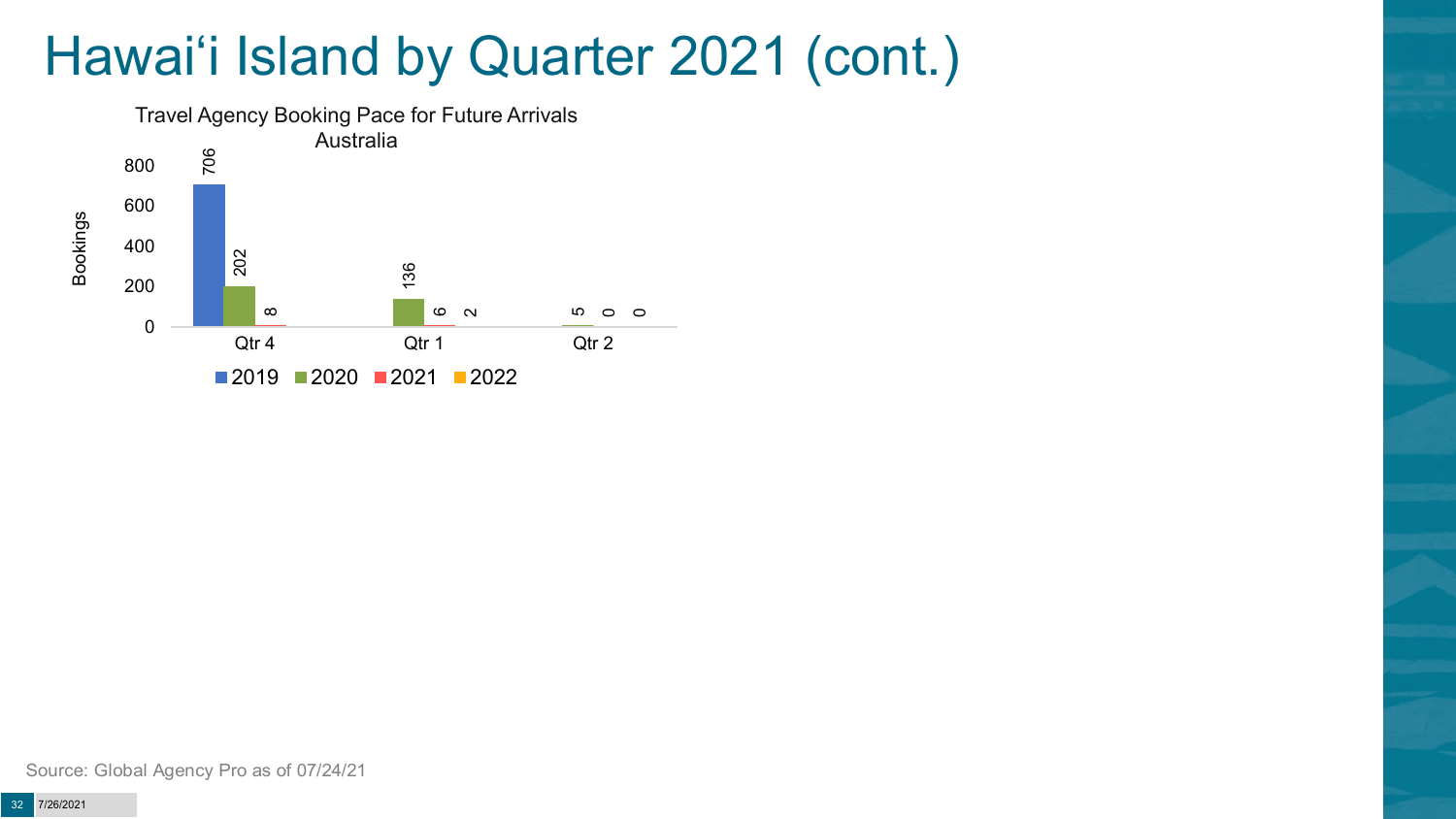# Hawai‘i Island by Quarter 2021 (cont.)

Travel Agency Booking Pace for Future Arrivals
Australia

Bookings

800
600
400
200
0

706
202
8
136
6
2
5
0
0

Qtr 4
Qtr 1
Qtr 2

2019 2020 2021 2022

Source: Global Agency Pro as of 07/24/21